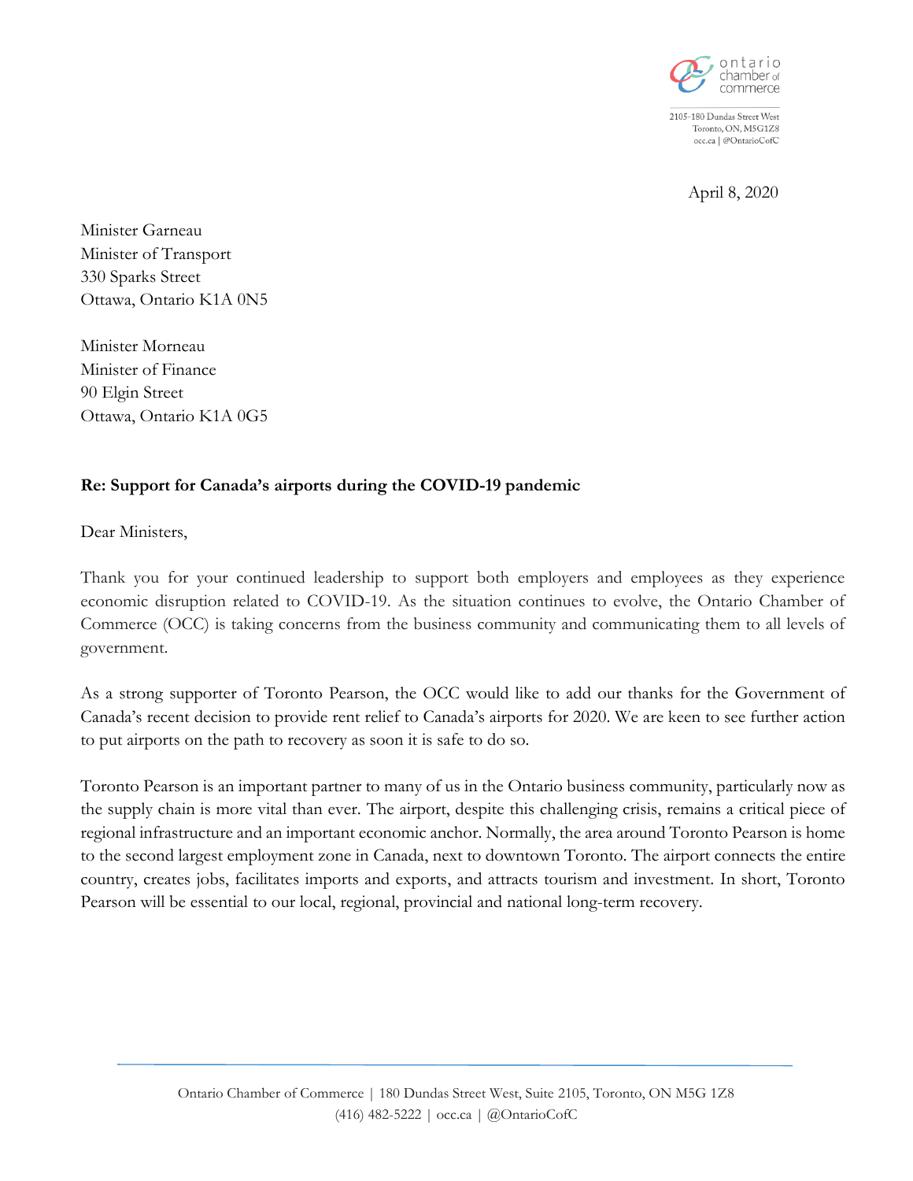ontario chamber of commerce

2105-180 Dundas Street West
Toronto, ON, M5G1Z8
occ.ca | @OntarioCofC

April 8, 2020

Minister Garneau
Minister of Transport
330 Sparks Street
Ottawa, Ontario K1A 0N5

Minister Morneau
Minister of Finance
90 Elgin Street
Ottawa, Ontario K1A 0G5

**Re: Support for Canada's airports during the COVID-19 pandemic**

Dear Ministers,

Thank you for your continued leadership to support both employers and employees as they experience economic disruption related to COVID-19. As the situation continues to evolve, the Ontario Chamber of Commerce (OCC) is taking concerns from the business community and communicating them to all levels of government.

As a strong supporter of Toronto Pearson, the OCC would like to add our thanks for the Government of Canada's recent decision to provide rent relief to Canada's airports for 2020. We are keen to see further action to put airports on the path to recovery as soon it is safe to do so.

Toronto Pearson is an important partner to many of us in the Ontario business community, particularly now as the supply chain is more vital than ever. The airport, despite this challenging crisis, remains a critical piece of regional infrastructure and an important economic anchor. Normally, the area around Toronto Pearson is home to the second largest employment zone in Canada, next to downtown Toronto. The airport connects the entire country, creates jobs, facilitates imports and exports, and attracts tourism and investment. In short, Toronto Pearson will be essential to our local, regional, provincial and national long-term recovery.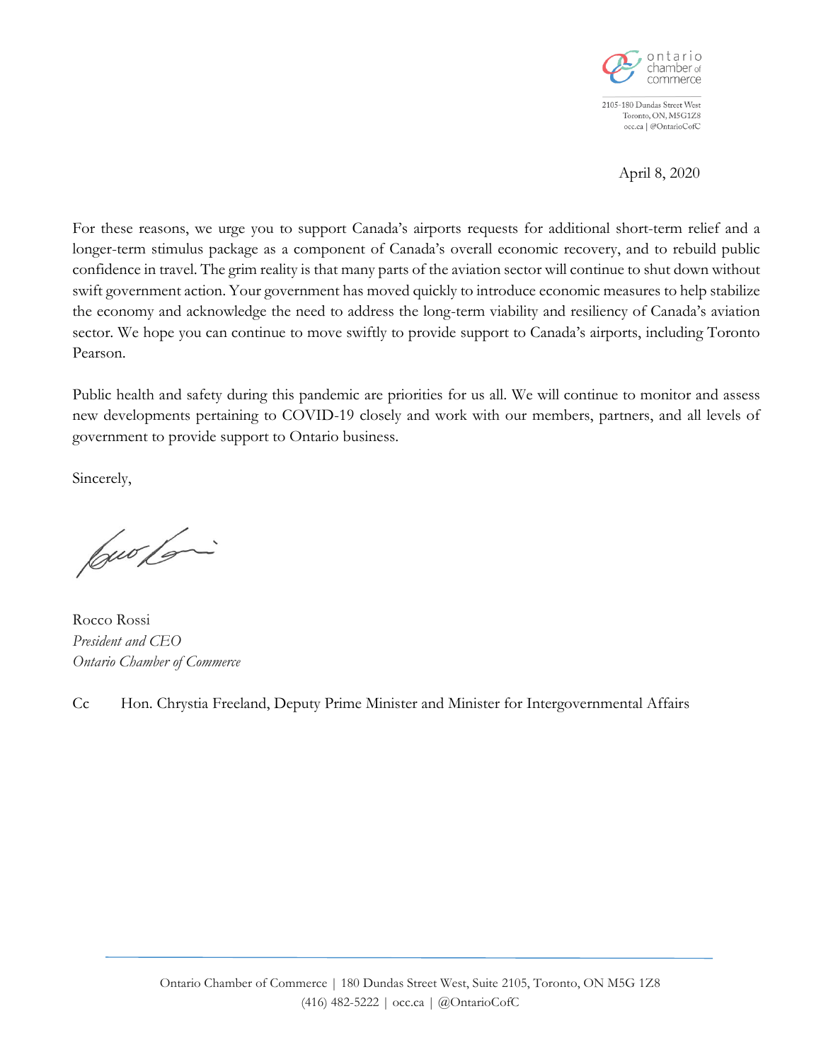2105-180 Dundas Street West
Toronto, ON, M5G1Z8
occ.ca | @OntarioCofC

April 8, 2020

For these reasons, we urge you to support Canada's airports requests for additional short-term relief and a longer-term stimulus package as a component of Canada's overall economic recovery, and to rebuild public confidence in travel. The grim reality is that many parts of the aviation sector will continue to shut down without swift government action. Your government has moved quickly to introduce economic measures to help stabilize the economy and acknowledge the need to address the long-term viability and resiliency of Canada's aviation sector. We hope you can continue to move swiftly to provide support to Canada's airports, including Toronto Pearson.

Public health and safety during this pandemic are priorities for us all. We will continue to monitor and assess new developments pertaining to COVID-19 closely and work with our members, partners, and all levels of government to provide support to Ontario business.

Sincerely,

Rocco Rossi
*President and CEO*
*Ontario Chamber of Commerce*

Cc Hon. Chrystia Freeland, Deputy Prime Minister and Minister for Intergovernmental Affairs

Ontario Chamber of Commerce | 180 Dundas Street West, Suite 2105, Toronto, ON M5G 1Z8
(416) 482-5222 | occ.ca | @OntarioCofC